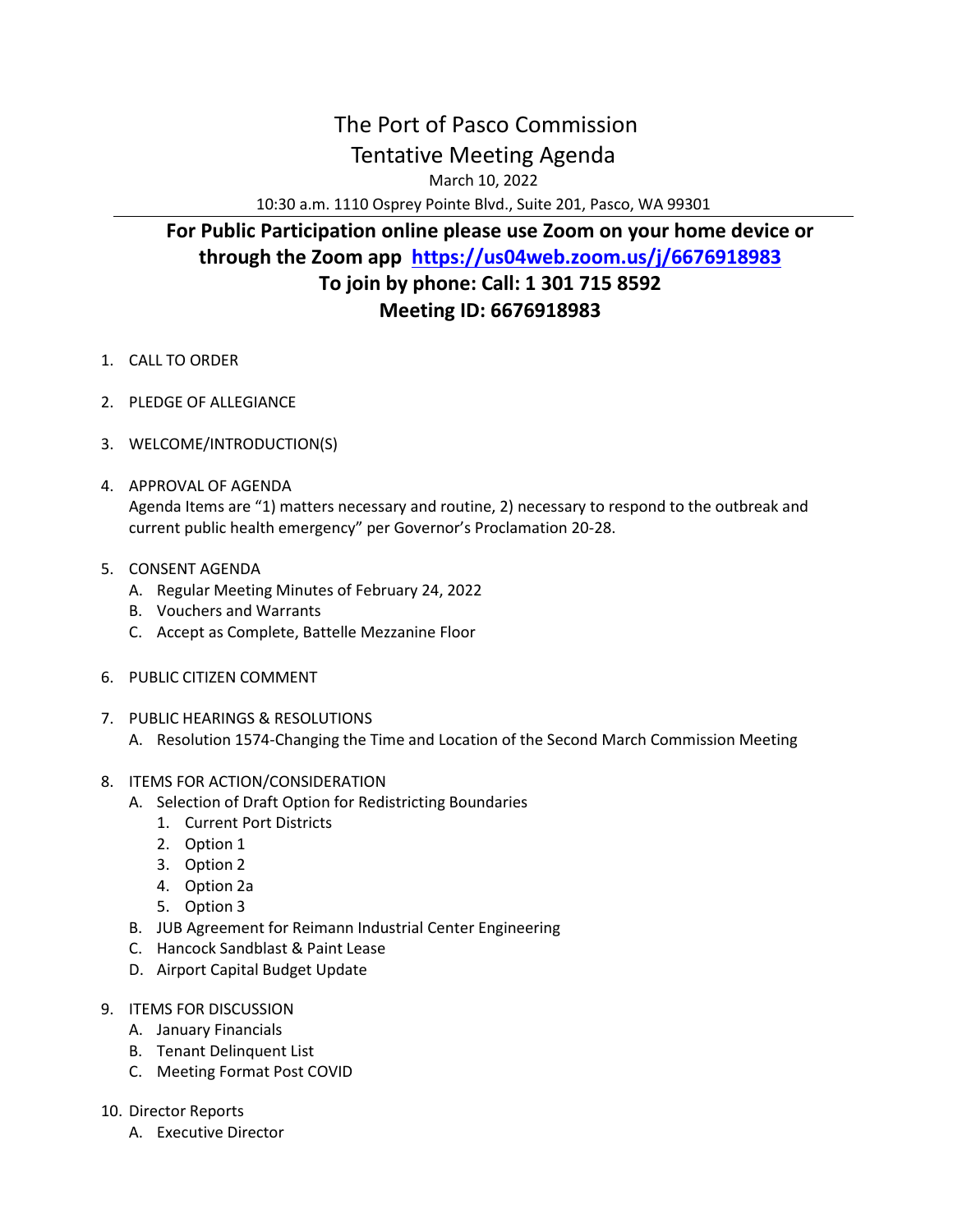# The Port of Pasco Commission

## Tentative Meeting Agenda

March 10, 2022

10:30 a.m. 1110 Osprey Pointe Blvd., Suite 201, Pasco, WA 99301

**For Public Participation online please use Zoom on your home device or through the Zoom app [https://us04web.zoom.us/j/6676918983](https://us04web.zoom.us/j/6676918983)**

**To join by phone: Call: 1 301 715 8592**

**Meeting ID: 6676918983**

1. CALL TO ORDER

2. PLEDGE OF ALLEGIANCE

3. WELCOME/INTRODUCTION(S)

4. APPROVAL OF AGENDA
   Agenda Items are "1) matters necessary and routine, 2) necessary to respond to the outbreak and current public health emergency" per Governor's Proclamation 20-28.

5. CONSENT AGENDA
   - A. Regular Meeting Minutes of February 24, 2022
   - B. Vouchers and Warrants
   - C. Accept as Complete, Battelle Mezzanine Floor

6. PUBLIC CITIZEN COMMENT

7. PUBLIC HEARINGS & RESOLUTIONS
   - A. Resolution 1574-Changing the Time and Location of the Second March Commission Meeting

8. ITEMS FOR ACTION/CONSIDERATION
   - A. Selection of Draft Option for Redistricting Boundaries
     1. Current Port Districts
     2. Option 1
     3. Option 2
     4. Option 2a
     5. Option 3
   - B. JUB Agreement for Reimann Industrial Center Engineering
   - C. Hancock Sandblast & Paint Lease
   - D. Airport Capital Budget Update

9. ITEMS FOR DISCUSSION
   - A. January Financials
   - B. Tenant Delinquent List
   - C. Meeting Format Post COVID

10. Director Reports
    - A. Executive Director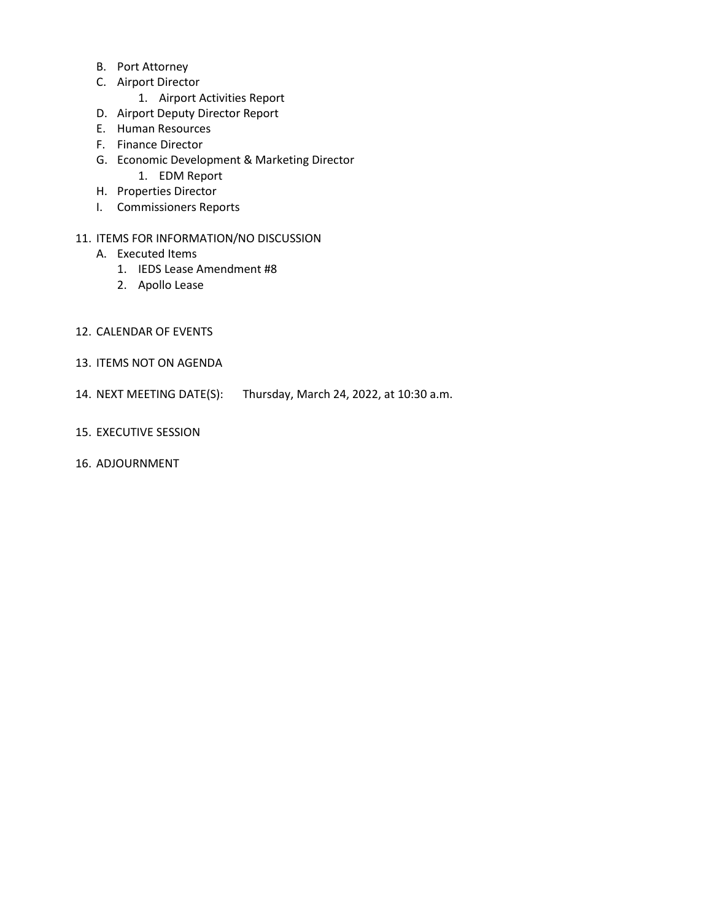B. Port Attorney
C. Airport Director
    1. Airport Activities Report
D. Airport Deputy Director Report
E. Human Resources
F. Finance Director
G. Economic Development & Marketing Director
    1. EDM Report
H. Properties Director
I. Commissioners Reports

11. ITEMS FOR INFORMATION/NO DISCUSSION
    A. Executed Items
        1. IEDS Lease Amendment #8
        2. Apollo Lease

12. CALENDAR OF EVENTS

13. ITEMS NOT ON AGENDA

14. NEXT MEETING DATE(S): Thursday, March 24, 2022, at 10:30 a.m.

15. EXECUTIVE SESSION

16. ADJOURNMENT